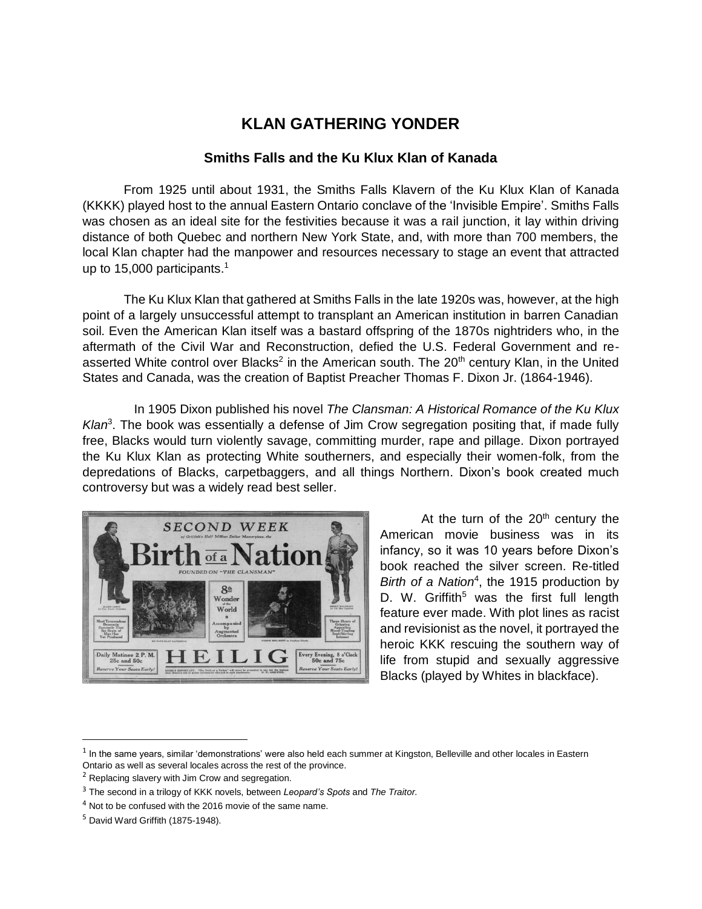# KLAN GATHERING YONDER

## Smiths Falls and the Ku Klux Klan of Kanada

From 1925 until about 1931, the Smiths Falls Klavern of the Ku Klux Klan of Kanada (KKKK) played host to the annual Eastern Ontario conclave of the 'Invisible Empire'. Smiths Falls was chosen as an ideal site for the festivities because it was a rail junction, it lay within driving distance of both Quebec and northern New York State, and, with more than 700 members, the local Klan chapter had the manpower and resources necessary to stage an event that attracted up to 15,000 participants.[1]

The Ku Klux Klan that gathered at Smiths Falls in the late 1920s was, however, at the high point of a largely unsuccessful attempt to transplant an American institution in barren Canadian soil. Even the American Klan itself was a bastard offspring of the 1870s nightriders who, in the aftermath of the Civil War and Reconstruction, defied the U.S. Federal Government and re-asserted White control over Blacks[2] in the American south. The 20th century Klan, in the United States and Canada, was the creation of Baptist Preacher Thomas F. Dixon Jr. (1864-1946).

In 1905 Dixon published his novel *The Clansman: A Historical Romance of the Ku Klux Klan*[3]. The book was essentially a defense of Jim Crow segregation positing that, if made fully free, Blacks would turn violently savage, committing murder, rape and pillage. Dixon portrayed the Ku Klux Klan as protecting White southerners, and especially their women-folk, from the depredations of Blacks, carpetbaggers, and all things Northern. Dixon's book created much controversy but was a widely read best seller.

At the turn of the 20th century the American movie business was in its infancy, so it was 10 years before Dixon's book reached the silver screen. Re-titled *Birth of a Nation*[4], the 1915 production by D. W. Griffith[5] was the first full length feature ever made. With plot lines as racist and revisionist as the novel, it portrayed the heroic KKK rescuing the southern way of life from stupid and sexually aggressive Blacks (played by Whites in blackface).

---

[1] In the same years, similar 'demonstrations' were also held each summer at Kingston, Belleville and other locales in Eastern Ontario as well as several locales across the rest of the province.

[2] Replacing slavery with Jim Crow and segregation.

[3] The second in a trilogy of KKK novels, between *Leopard's Spots* and *The Traitor*.

[4] Not to be confused with the 2016 movie of the same name.

[5] David Ward Griffith (1875-1948).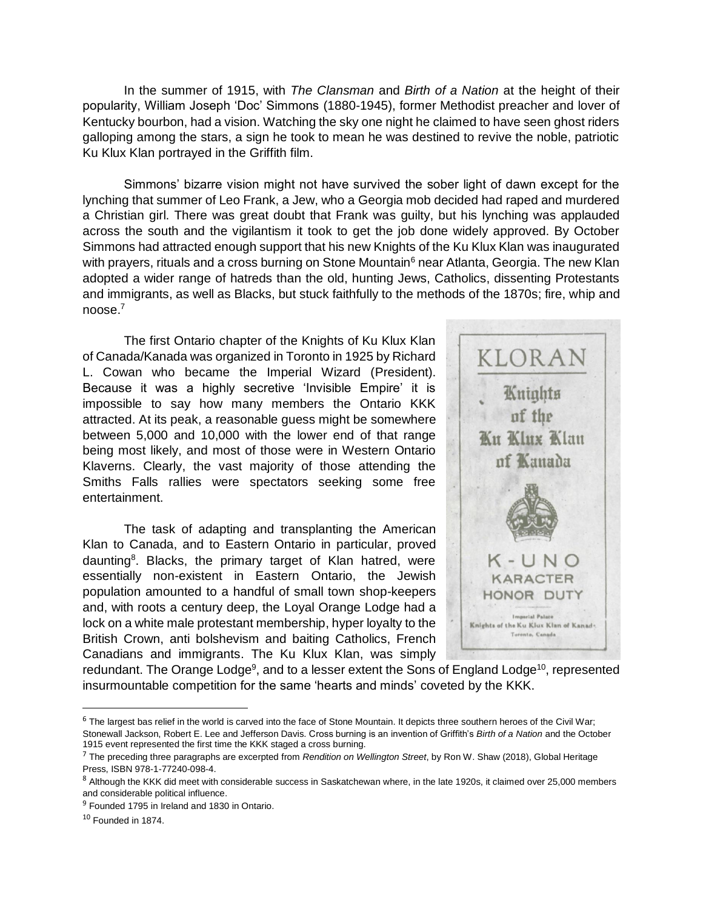In the summer of 1915, with *The Clansman* and *Birth of a Nation* at the height of their popularity, William Joseph 'Doc' Simmons (1880-1945), former Methodist preacher and lover of Kentucky bourbon, had a vision. Watching the sky one night he claimed to have seen ghost riders galloping among the stars, a sign he took to mean he was destined to revive the noble, patriotic Ku Klux Klan portrayed in the Griffith film.

Simmons' bizarre vision might not have survived the sober light of dawn except for the lynching that summer of Leo Frank, a Jew, who a Georgia mob decided had raped and murdered a Christian girl. There was great doubt that Frank was guilty, but his lynching was applauded across the south and the vigilantism it took to get the job done widely approved. By October Simmons had attracted enough support that his new Knights of the Ku Klux Klan was inaugurated with prayers, rituals and a cross burning on Stone Mountain[6] near Atlanta, Georgia. The new Klan adopted a wider range of hatreds than the old, hunting Jews, Catholics, dissenting Protestants and immigrants, as well as Blacks, but stuck faithfully to the methods of the 1870s; fire, whip and noose.[7]

The first Ontario chapter of the Knights of Ku Klux Klan of Canada/Kanada was organized in Toronto in 1925 by Richard L. Cowan who became the Imperial Wizard (President). Because it was a highly secretive 'Invisible Empire' it is impossible to say how many members the Ontario KKK attracted. At its peak, a reasonable guess might be somewhere between 5,000 and 10,000 with the lower end of that range being most likely, and most of those were in Western Ontario Klaverns. Clearly, the vast majority of those attending the Smiths Falls rallies were spectators seeking some free entertainment.

The task of adapting and transplanting the American Klan to Canada, and to Eastern Ontario in particular, proved daunting[8]. Blacks, the primary target of Klan hatred, were essentially non-existent in Eastern Ontario, the Jewish population amounted to a handful of small town shop-keepers and, with roots a century deep, the Loyal Orange Lodge had a lock on a white male protestant membership, hyper loyalty to the British Crown, anti bolshevism and baiting Catholics, French Canadians and immigrants. The Ku Klux Klan, was simply redundant. The Orange Lodge[9], and to a lesser extent the Sons of England Lodge[10], represented insurmountable competition for the same 'hearts and minds' coveted by the KKK.

KLORAN
Knights of the Ku Klux Klan of Kanada
K-UNO
KARACTER
HONOR DUTY
Imperial Palace
Knights of the Ku Klux Klan of Kanada
Toronto, Canada

---

[6] The largest bas relief in the world is carved into the face of Stone Mountain. It depicts three southern heroes of the Civil War; Stonewall Jackson, Robert E. Lee and Jefferson Davis. Cross burning is an invention of Griffith's *Birth of a Nation* and the October 1915 event represented the first time the KKK staged a cross burning.

[7] The preceding three paragraphs are excerpted from *Rendition on Wellington Street*, by Ron W. Shaw (2018), Global Heritage Press, ISBN 978-1-77240-098-4.

[8] Although the KKK did meet with considerable success in Saskatchewan where, in the late 1920s, it claimed over 25,000 members and considerable political influence.

[9] Founded 1795 in Ireland and 1830 in Ontario.

[10] Founded in 1874.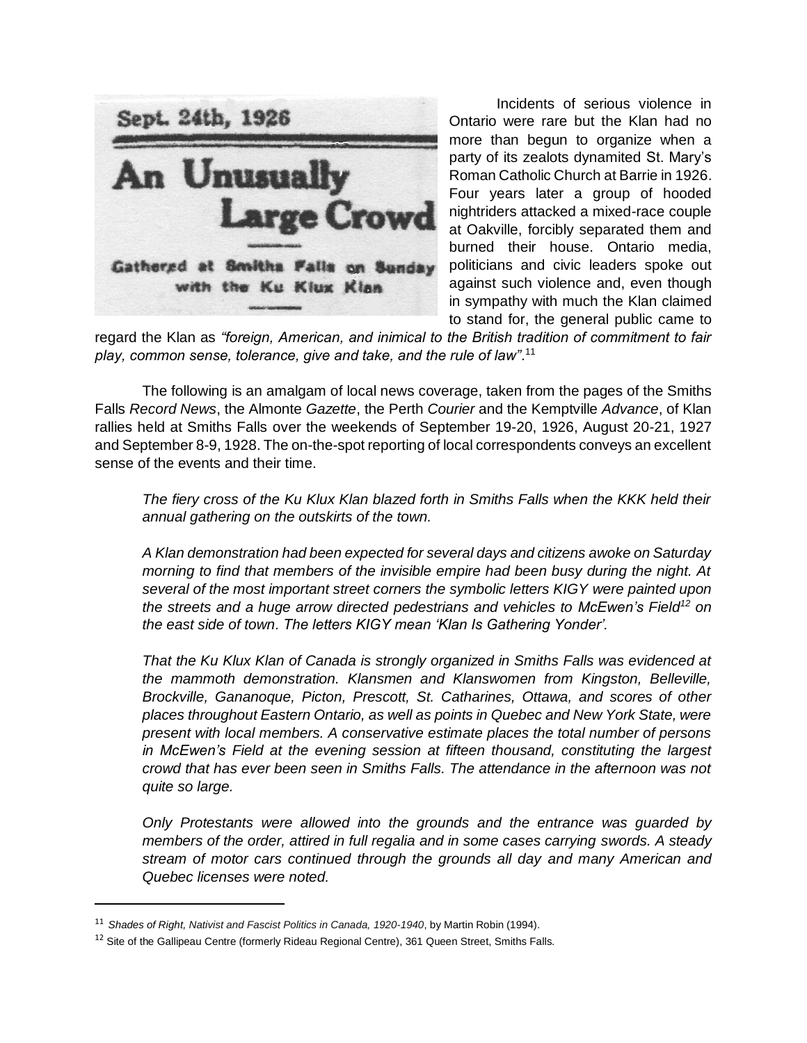Sept. 24th, 1926

**An Unusually Large Crowd**

Gathered at Smiths Falls on Sunday with the Ku Klux Klan

Incidents of serious violence in Ontario were rare but the Klan had no more than begun to organize when a party of its zealots dynamited St. Mary's Roman Catholic Church at Barrie in 1926. Four years later a group of hooded nightriders attacked a mixed-race couple at Oakville, forcibly separated them and burned their house. Ontario media, politicians and civic leaders spoke out against such violence and, even though in sympathy with much the Klan claimed to stand for, the general public came to regard the Klan as *"foreign, American, and inimical to the British tradition of commitment to fair play, common sense, tolerance, give and take, and the rule of law"*.[11]

The following is an amalgam of local news coverage, taken from the pages of the Smiths Falls *Record News*, the Almonte *Gazette*, the Perth *Courier* and the Kemptville *Advance*, of Klan rallies held at Smiths Falls over the weekends of September 19-20, 1926, August 20-21, 1927 and September 8-9, 1928. The on-the-spot reporting of local correspondents conveys an excellent sense of the events and their time.

> *The fiery cross of the Ku Klux Klan blazed forth in Smiths Falls when the KKK held their annual gathering on the outskirts of the town.*
>
> *A Klan demonstration had been expected for several days and citizens awoke on Saturday morning to find that members of the invisible empire had been busy during the night. At several of the most important street corners the symbolic letters KIGY were painted upon the streets and a huge arrow directed pedestrians and vehicles to McEwen's Field[12] on the east side of town. The letters KIGY mean 'Klan Is Gathering Yonder'.*
>
> *That the Ku Klux Klan of Canada is strongly organized in Smiths Falls was evidenced at the mammoth demonstration. Klansmen and Klanswomen from Kingston, Belleville, Brockville, Gananoque, Picton, Prescott, St. Catharines, Ottawa, and scores of other places throughout Eastern Ontario, as well as points in Quebec and New York State, were present with local members. A conservative estimate places the total number of persons in McEwen's Field at the evening session at fifteen thousand, constituting the largest crowd that has ever been seen in Smiths Falls. The attendance in the afternoon was not quite so large.*
>
> *Only Protestants were allowed into the grounds and the entrance was guarded by members of the order, attired in full regalia and in some cases carrying swords. A steady stream of motor cars continued through the grounds all day and many American and Quebec licenses were noted.*

---

[11] *Shades of Right, Nativist and Fascist Politics in Canada, 1920-1940*, by Martin Robin (1994).

[12] Site of the Gallipeau Centre (formerly Rideau Regional Centre), 361 Queen Street, Smiths Falls.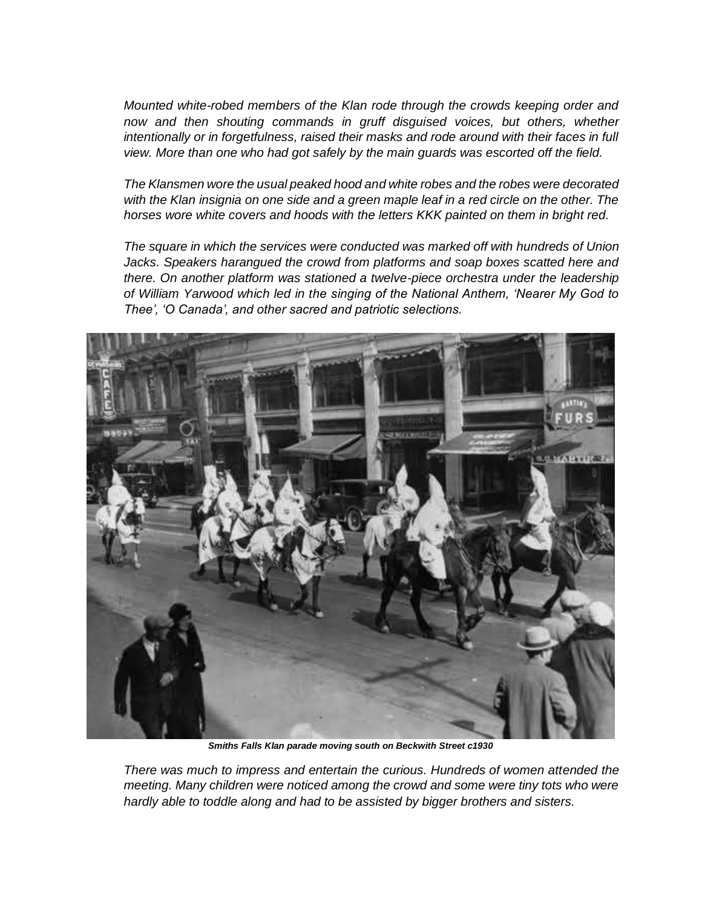*Mounted white-robed members of the Klan rode through the crowds keeping order and now and then shouting commands in gruff disguised voices, but others, whether intentionally or in forgetfulness, raised their masks and rode around with their faces in full view. More than one who had got safely by the main guards was escorted off the field.*

*The Klansmen wore the usual peaked hood and white robes and the robes were decorated with the Klan insignia on one side and a green maple leaf in a red circle on the other. The horses wore white covers and hoods with the letters KKK painted on them in bright red.*

*The square in which the services were conducted was marked off with hundreds of Union Jacks. Speakers harangued the crowd from platforms and soap boxes scatted here and there. On another platform was stationed a twelve-piece orchestra under the leadership of William Yarwood which led in the singing of the National Anthem, 'Nearer My God to Thee', 'O Canada', and other sacred and patriotic selections.*

***Smiths Falls Klan parade moving south on Beckwith Street c1930***

*There was much to impress and entertain the curious. Hundreds of women attended the meeting. Many children were noticed among the crowd and some were tiny tots who were hardly able to toddle along and had to be assisted by bigger brothers and sisters.*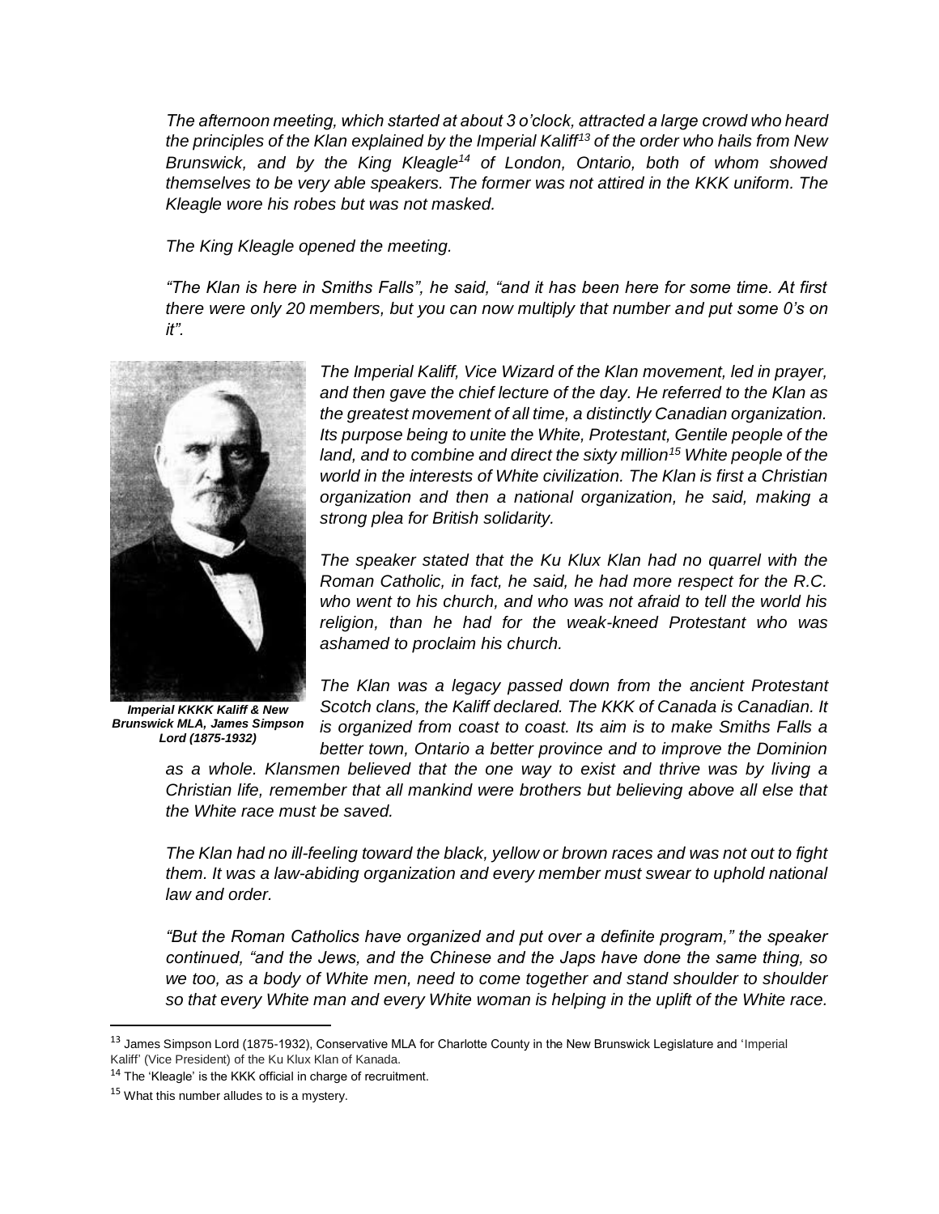*The afternoon meeting, which started at about 3 o'clock, attracted a large crowd who heard the principles of the Klan explained by the Imperial Kaliff[13] of the order who hails from New Brunswick, and by the King Kleagle[14] of London, Ontario, both of whom showed themselves to be very able speakers. The former was not attired in the KKK uniform. The Kleagle wore his robes but was not masked.*

*The King Kleagle opened the meeting.*

*"The Klan is here in Smiths Falls", he said, "and it has been here for some time. At first there were only 20 members, but you can now multiply that number and put some 0's on it".*

*The Imperial Kaliff, Vice Wizard of the Klan movement, led in prayer, and then gave the chief lecture of the day. He referred to the Klan as the greatest movement of all time, a distinctly Canadian organization. Its purpose being to unite the White, Protestant, Gentile people of the land, and to combine and direct the sixty million[15] White people of the world in the interests of White civilization. The Klan is first a Christian organization and then a national organization, he said, making a strong plea for British solidarity.*

*The speaker stated that the Ku Klux Klan had no quarrel with the Roman Catholic, in fact, he said, he had more respect for the R.C. who went to his church, and who was not afraid to tell the world his religion, than he had for the weak-kneed Protestant who was ashamed to proclaim his church.*

***Imperial KKKK Kaliff & New Brunswick MLA, James Simpson Lord (1875-1932)***

*The Klan was a legacy passed down from the ancient Protestant Scotch clans, the Kaliff declared. The KKK of Canada is Canadian. It is organized from coast to coast. Its aim is to make Smiths Falls a better town, Ontario a better province and to improve the Dominion as a whole. Klansmen believed that the one way to exist and thrive was by living a Christian life, remember that all mankind were brothers but believing above all else that the White race must be saved.*

*The Klan had no ill-feeling toward the black, yellow or brown races and was not out to fight them. It was a law-abiding organization and every member must swear to uphold national law and order.*

*"But the Roman Catholics have organized and put over a definite program," the speaker continued, "and the Jews, and the Chinese and the Japs have done the same thing, so we too, as a body of White men, need to come together and stand shoulder to shoulder so that every White man and every White woman is helping in the uplift of the White race.*

---

[13] James Simpson Lord (1875-1932), Conservative MLA for Charlotte County in the New Brunswick Legislature and 'Imperial Kaliff' (Vice President) of the Ku Klux Klan of Kanada.

[14] The 'Kleagle' is the KKK official in charge of recruitment.

[15] What this number alludes to is a mystery.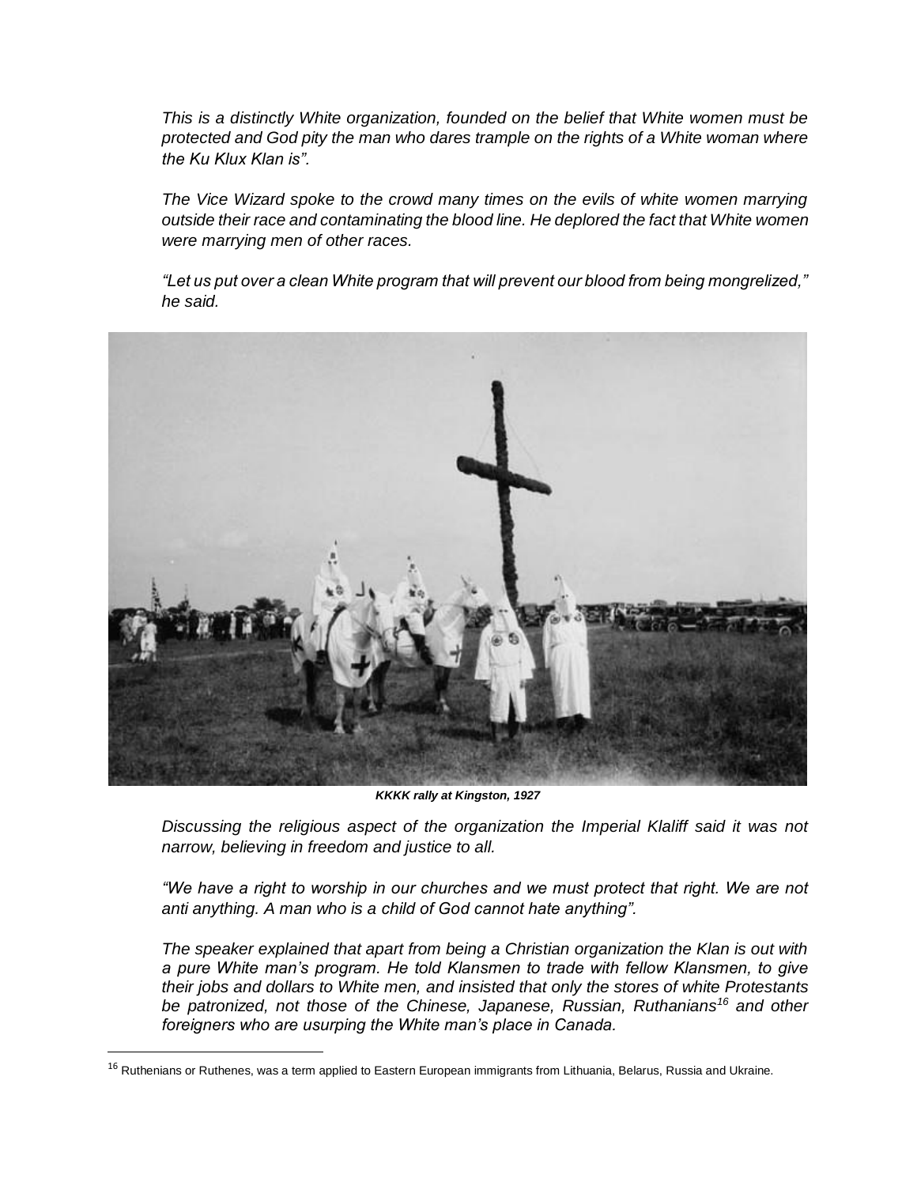*This is a distinctly White organization, founded on the belief that White women must be protected and God pity the man who dares trample on the rights of a White woman where the Ku Klux Klan is".*

*The Vice Wizard spoke to the crowd many times on the evils of white women marrying outside their race and contaminating the blood line. He deplored the fact that White women were marrying men of other races.*

*"Let us put over a clean White program that will prevent our blood from being mongrelized," he said.*

***KKKK rally at Kingston, 1927***

*Discussing the religious aspect of the organization the Imperial Klaliff said it was not narrow, believing in freedom and justice to all.*

*"We have a right to worship in our churches and we must protect that right. We are not anti anything. A man who is a child of God cannot hate anything".*

*The speaker explained that apart from being a Christian organization the Klan is out with a pure White man's program. He told Klansmen to trade with fellow Klansmen, to give their jobs and dollars to White men, and insisted that only the stores of white Protestants be patronized, not those of the Chinese, Japanese, Russian, Ruthanians[16] and other foreigners who are usurping the White man's place in Canada.*

[16] Ruthenians or Ruthenes, was a term applied to Eastern European immigrants from Lithuania, Belarus, Russia and Ukraine.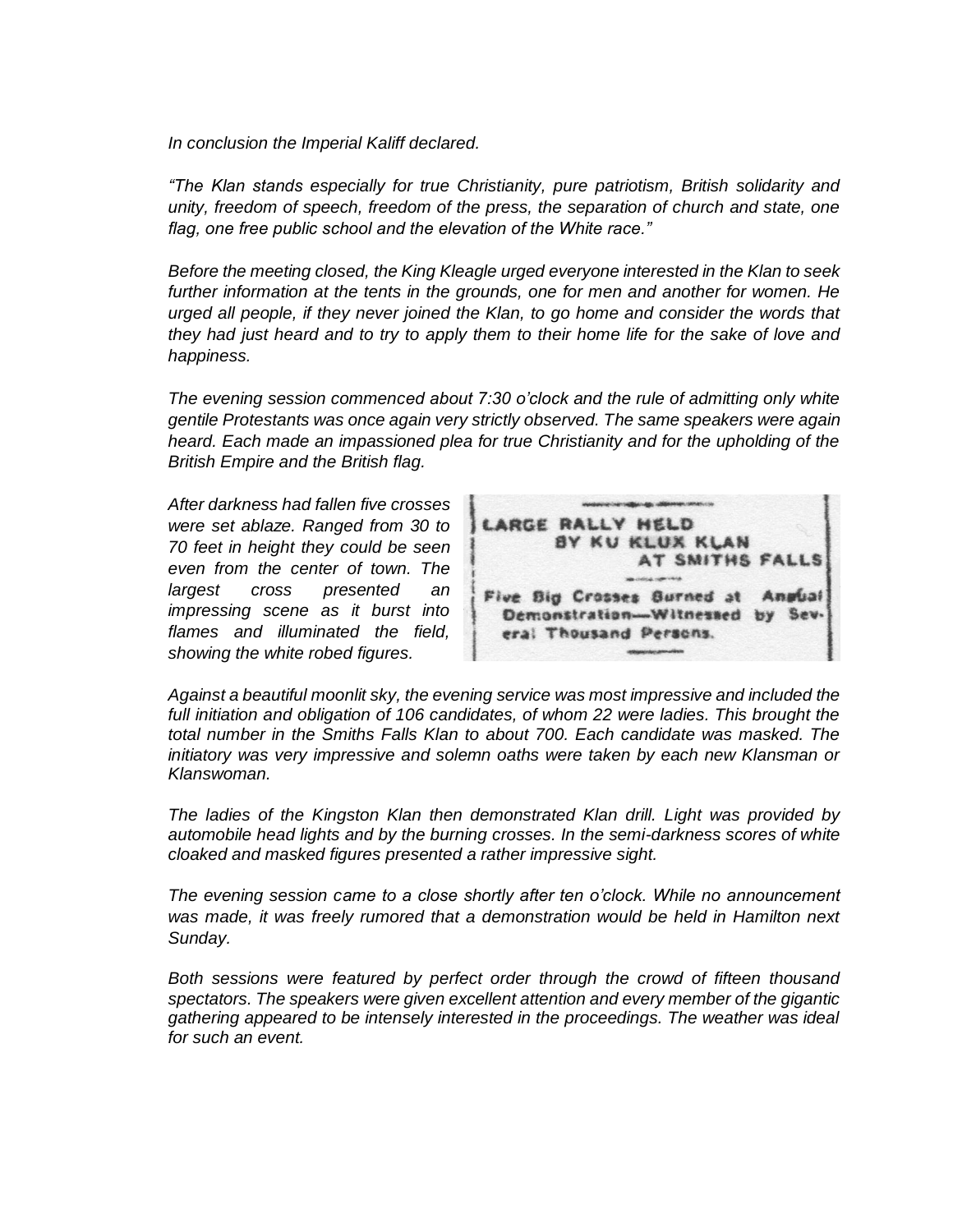*In conclusion the Imperial Kaliff declared.*

*"The Klan stands especially for true Christianity, pure patriotism, British solidarity and unity, freedom of speech, freedom of the press, the separation of church and state, one flag, one free public school and the elevation of the White race."*

*Before the meeting closed, the King Kleagle urged everyone interested in the Klan to seek further information at the tents in the grounds, one for men and another for women. He urged all people, if they never joined the Klan, to go home and consider the words that they had just heard and to try to apply them to their home life for the sake of love and happiness.*

*The evening session commenced about 7:30 o'clock and the rule of admitting only white gentile Protestants was once again very strictly observed. The same speakers were again heard. Each made an impassioned plea for true Christianity and for the upholding of the British Empire and the British flag.*

*After darkness had fallen five crosses were set ablaze. Ranged from 30 to 70 feet in height they could be seen even from the center of town. The largest cross presented an impressing scene as it burst into flames and illuminated the field, showing the white robed figures.*

**LARGE RALLY HELD BY KU KLUX KLAN AT SMITHS FALLS**

Five Big Crosses Burned at Annual Demonstration—Witnessed by Several Thousand Persons.

*Against a beautiful moonlit sky, the evening service was most impressive and included the full initiation and obligation of 106 candidates, of whom 22 were ladies. This brought the total number in the Smiths Falls Klan to about 700. Each candidate was masked. The initiatory was very impressive and solemn oaths were taken by each new Klansman or Klanswoman.*

*The ladies of the Kingston Klan then demonstrated Klan drill. Light was provided by automobile head lights and by the burning crosses. In the semi-darkness scores of white cloaked and masked figures presented a rather impressive sight.*

*The evening session came to a close shortly after ten o'clock. While no announcement was made, it was freely rumored that a demonstration would be held in Hamilton next Sunday.*

*Both sessions were featured by perfect order through the crowd of fifteen thousand spectators. The speakers were given excellent attention and every member of the gigantic gathering appeared to be intensely interested in the proceedings. The weather was ideal for such an event.*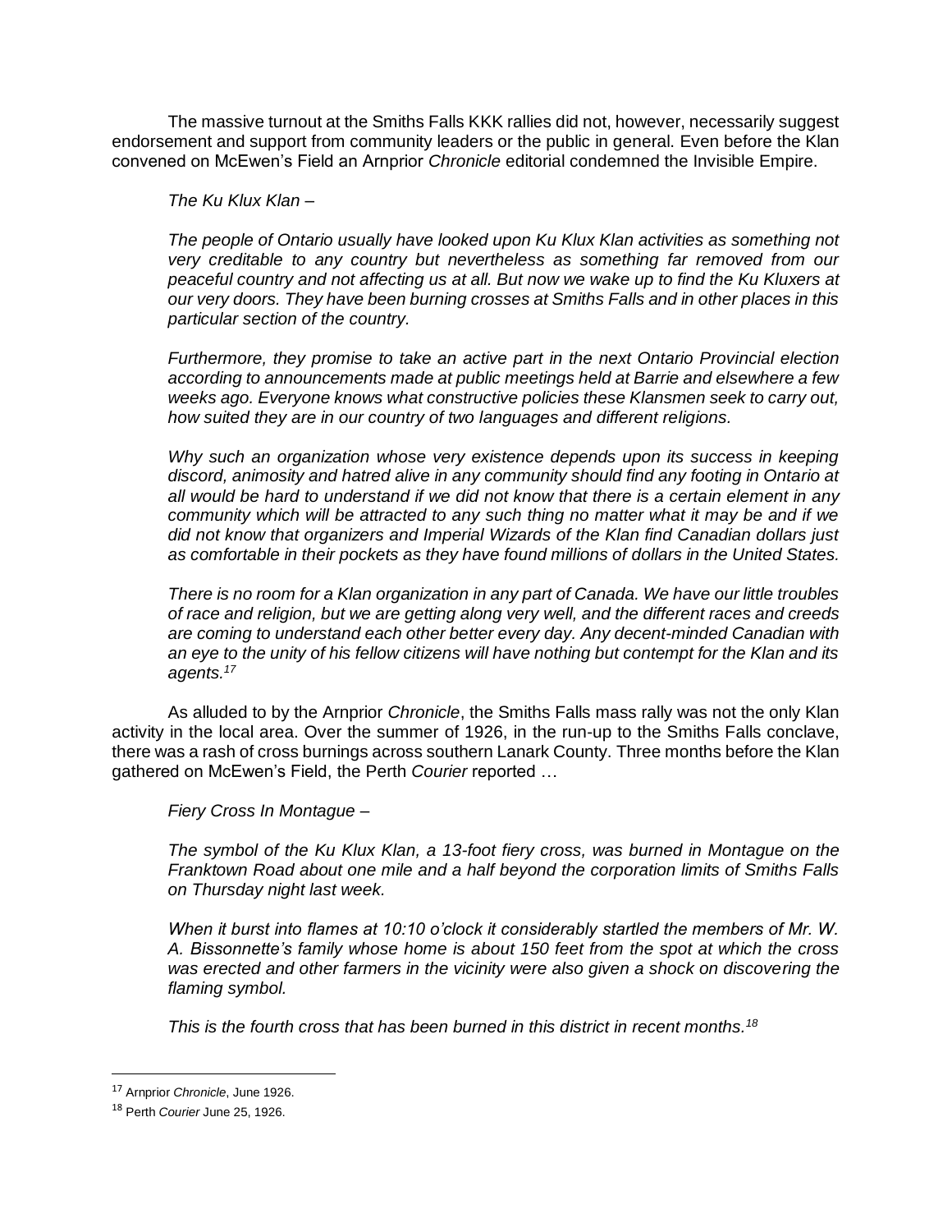The massive turnout at the Smiths Falls KKK rallies did not, however, necessarily suggest endorsement and support from community leaders or the public in general. Even before the Klan convened on McEwen's Field an Arnprior *Chronicle* editorial condemned the Invisible Empire.

> *The Ku Klux Klan –*
>
> *The people of Ontario usually have looked upon Ku Klux Klan activities as something not very creditable to any country but nevertheless as something far removed from our peaceful country and not affecting us at all. But now we wake up to find the Ku Kluxers at our very doors. They have been burning crosses at Smiths Falls and in other places in this particular section of the country.*
>
> *Furthermore, they promise to take an active part in the next Ontario Provincial election according to announcements made at public meetings held at Barrie and elsewhere a few weeks ago. Everyone knows what constructive policies these Klansmen seek to carry out, how suited they are in our country of two languages and different religions.*
>
> *Why such an organization whose very existence depends upon its success in keeping discord, animosity and hatred alive in any community should find any footing in Ontario at all would be hard to understand if we did not know that there is a certain element in any community which will be attracted to any such thing no matter what it may be and if we did not know that organizers and Imperial Wizards of the Klan find Canadian dollars just as comfortable in their pockets as they have found millions of dollars in the United States.*
>
> *There is no room for a Klan organization in any part of Canada. We have our little troubles of race and religion, but we are getting along very well, and the different races and creeds are coming to understand each other better every day. Any decent-minded Canadian with an eye to the unity of his fellow citizens will have nothing but contempt for the Klan and its agents.*[17]

As alluded to by the Arnprior *Chronicle*, the Smiths Falls mass rally was not the only Klan activity in the local area. Over the summer of 1926, in the run-up to the Smiths Falls conclave, there was a rash of cross burnings across southern Lanark County. Three months before the Klan gathered on McEwen's Field, the Perth *Courier* reported …

> *Fiery Cross In Montague –*
>
> *The symbol of the Ku Klux Klan, a 13-foot fiery cross, was burned in Montague on the Franktown Road about one mile and a half beyond the corporation limits of Smiths Falls on Thursday night last week.*
>
> *When it burst into flames at 10:10 o'clock it considerably startled the members of Mr. W. A. Bissonnette's family whose home is about 150 feet from the spot at which the cross was erected and other farmers in the vicinity were also given a shock on discovering the flaming symbol.*
>
> *This is the fourth cross that has been burned in this district in recent months.*[18]

---

[17] Arnprior *Chronicle*, June 1926.

[18] Perth *Courier* June 25, 1926.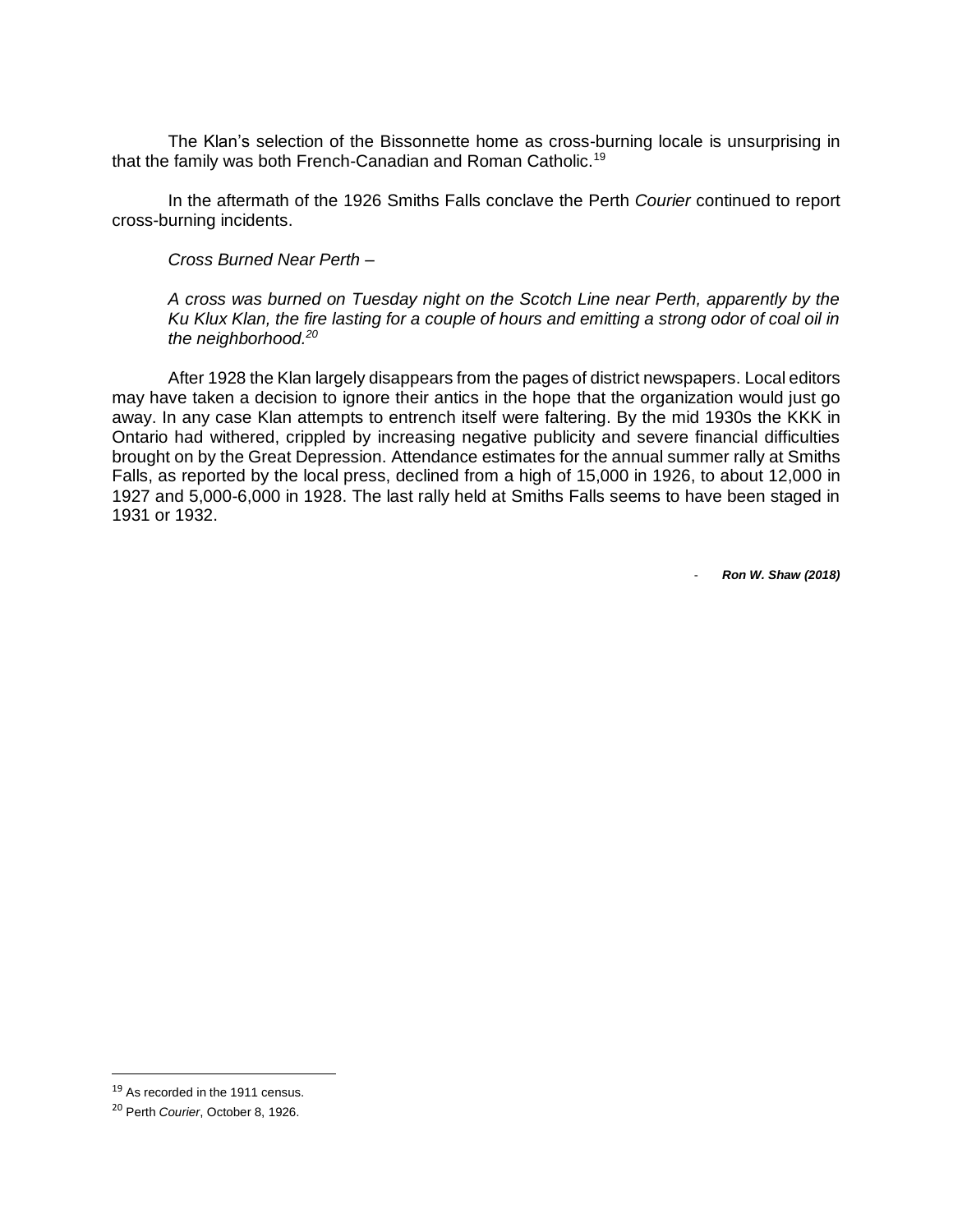The Klan's selection of the Bissonnette home as cross-burning locale is unsurprising in that the family was both French-Canadian and Roman Catholic.[19]

In the aftermath of the 1926 Smiths Falls conclave the Perth *Courier* continued to report cross-burning incidents.

> *Cross Burned Near Perth –*
>
> *A cross was burned on Tuesday night on the Scotch Line near Perth, apparently by the Ku Klux Klan, the fire lasting for a couple of hours and emitting a strong odor of coal oil in the neighborhood.*[20]

After 1928 the Klan largely disappears from the pages of district newspapers. Local editors may have taken a decision to ignore their antics in the hope that the organization would just go away. In any case Klan attempts to entrench itself were faltering. By the mid 1930s the KKK in Ontario had withered, crippled by increasing negative publicity and severe financial difficulties brought on by the Great Depression. Attendance estimates for the annual summer rally at Smiths Falls, as reported by the local press, declined from a high of 15,000 in 1926, to about 12,000 in 1927 and 5,000-6,000 in 1928. The last rally held at Smiths Falls seems to have been staged in 1931 or 1932.

- ***Ron W. Shaw (2018)***

---

[19] As recorded in the 1911 census.

[20] Perth *Courier*, October 8, 1926.